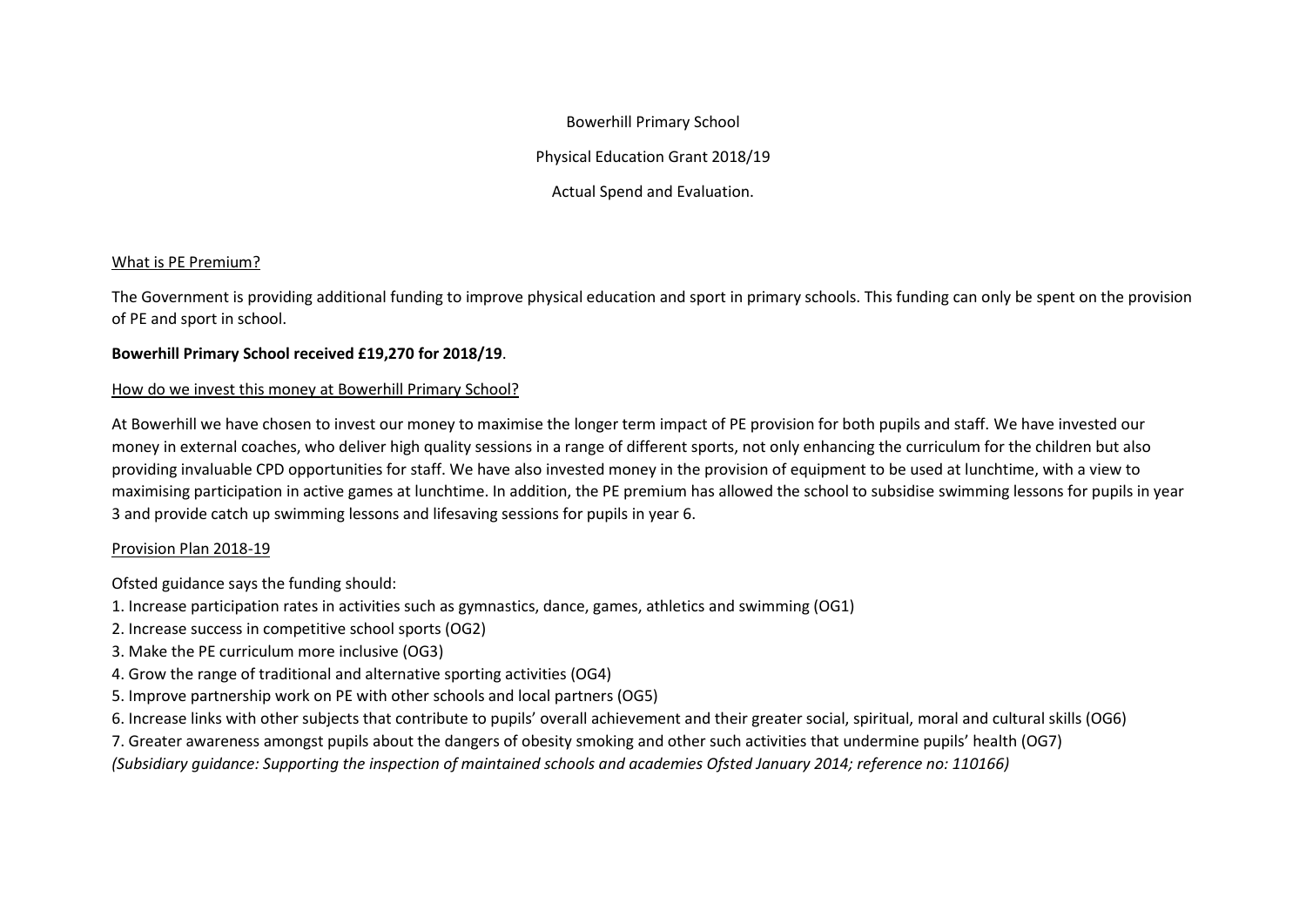# Bowerhill Primary School

## Physical Education Grant 2018/19

### Actual Spend and Evaluation.

<u>What is PE Premium?</u>

The Government is providing additional funding to improve physical education and sport in primary schools. This funding can only be spent on the provision of PE and sport in school.

**Bowerhill Primary School received £19,270 for 2018/19**.

<u>How do we invest this money at Bowerhill Primary School?</u>

At Bowerhill we have chosen to invest our money to maximise the longer term impact of PE provision for both pupils and staff. We have invested our money in external coaches, who deliver high quality sessions in a range of different sports, not only enhancing the curriculum for the children but also providing invaluable CPD opportunities for staff. We have also invested money in the provision of equipment to be used at lunchtime, with a view to maximising participation in active games at lunchtime. In addition, the PE premium has allowed the school to subsidise swimming lessons for pupils in year 3 and provide catch up swimming lessons and lifesaving sessions for pupils in year 6.

<u>Provision Plan 2018-19</u>

Ofsted guidance says the funding should:

1. Increase participation rates in activities such as gymnastics, dance, games, athletics and swimming (OG1)
2. Increase success in competitive school sports (OG2)
3. Make the PE curriculum more inclusive (OG3)
4. Grow the range of traditional and alternative sporting activities (OG4)
5. Improve partnership work on PE with other schools and local partners (OG5)
6. Increase links with other subjects that contribute to pupils' overall achievement and their greater social, spiritual, moral and cultural skills (OG6)
7. Greater awareness amongst pupils about the dangers of obesity smoking and other such activities that undermine pupils' health (OG7)

*(Subsidiary guidance: Supporting the inspection of maintained schools and academies Ofsted January 2014; reference no: 110166)*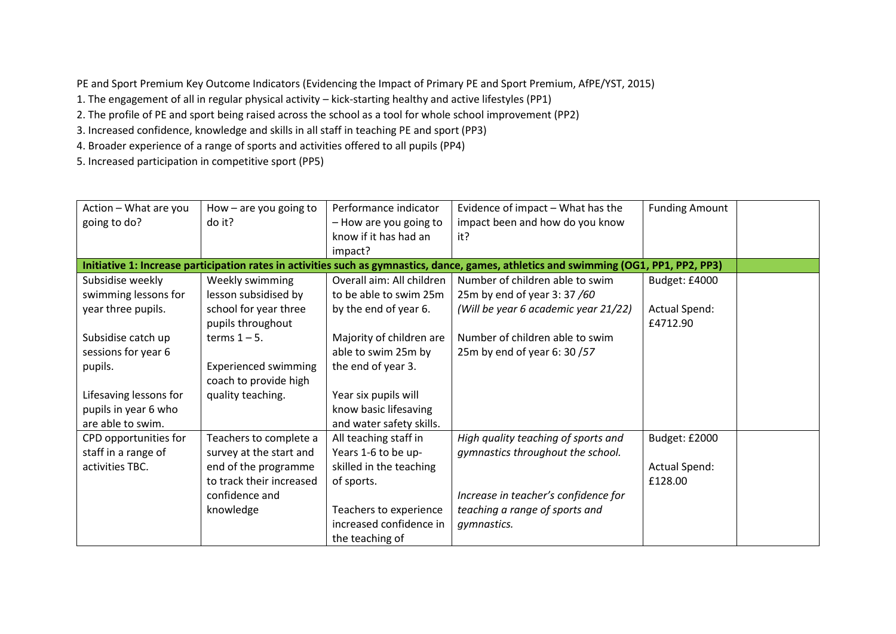PE and Sport Premium Key Outcome Indicators (Evidencing the Impact of Primary PE and Sport Premium, AfPE/YST, 2015)

1. The engagement of all in regular physical activity – kick-starting healthy and active lifestyles (PP1)
2. The profile of PE and sport being raised across the school as a tool for whole school improvement (PP2)
3. Increased confidence, knowledge and skills in all staff in teaching PE and sport (PP3)
4. Broader experience of a range of sports and activities offered to all pupils (PP4)
5. Increased participation in competitive sport (PP5)

| Action – What are you going to do? | How – are you going to do it? | Performance indicator – How are you going to know if it has had an impact? | Evidence of impact – What has the impact been and how do you know it? | Funding Amount | |
|---|---|---|---|---|---|
| **Initiative 1: Increase participation rates in activities such as gymnastics, dance, games, athletics and swimming (OG1, PP1, PP2, PP3)** | | | | | |
| Subsidise weekly swimming lessons for year three pupils.<br><br>Subsidise catch up sessions for year 6 pupils.<br><br>Lifesaving lessons for pupils in year 6 who are able to swim. | Weekly swimming lesson subsidised by school for year three pupils throughout terms 1 – 5.<br><br>Experienced swimming coach to provide high quality teaching. | Overall aim: All children to be able to swim 25m by the end of year 6.<br><br>Majority of children are able to swim 25m by the end of year 3.<br><br>Year six pupils will know basic lifesaving and water safety skills. | Number of children able to swim 25m by end of year 3: 37 */60*<br>*(Will be year 6 academic year 21/22)*<br><br>Number of children able to swim 25m by end of year 6: 30 */57* | Budget: £4000<br><br>Actual Spend: £4712.90 | |
| CPD opportunities for staff in a range of activities TBC. | Teachers to complete a survey at the start and end of the programme to track their increased confidence and knowledge | All teaching staff in Years 1-6 to be up-skilled in the teaching of sports.<br><br>Teachers to experience increased confidence in the teaching of | *High quality teaching of sports and gymnastics throughout the school.*<br><br>*Increase in teacher's confidence for teaching a range of sports and gymnastics.* | Budget: £2000<br><br>Actual Spend: £128.00 | |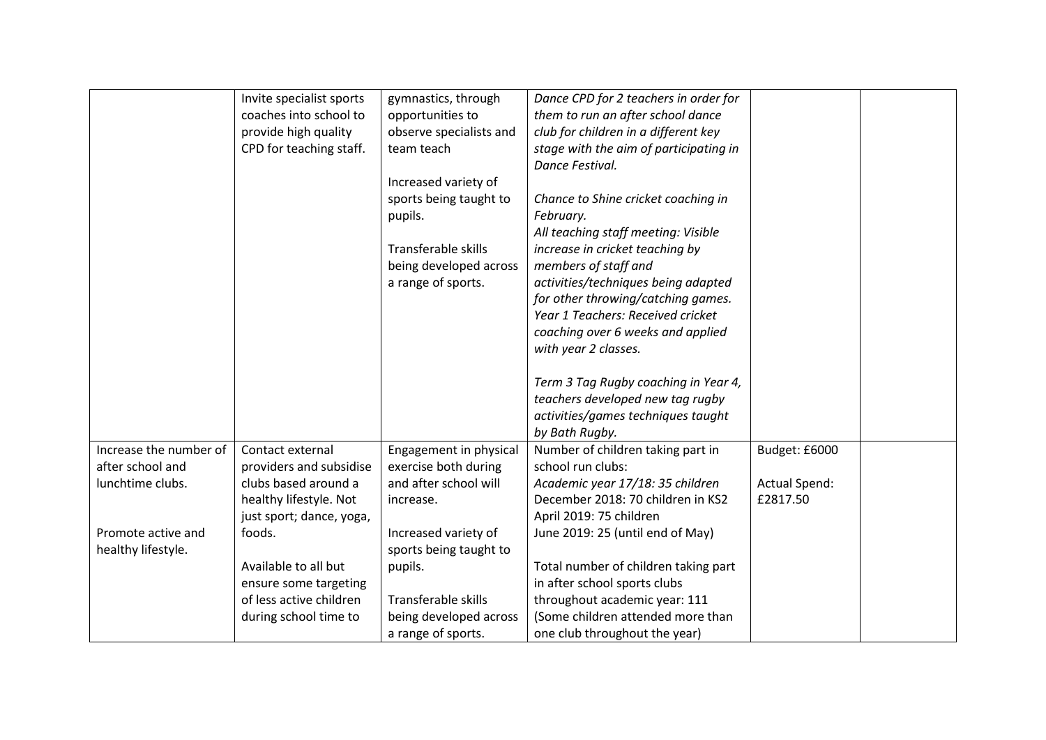| | | | | | |
|---|---|---|---|---|---|
| | Invite specialist sports coaches into school to provide high quality CPD for teaching staff. | gymnastics, through opportunities to observe specialists and team teach<br><br>Increased variety of sports being taught to pupils.<br><br>Transferable skills being developed across a range of sports. | *Dance CPD for 2 teachers in order for them to run an after school dance club for children in a different key stage with the aim of participating in Dance Festival.*<br><br>*Chance to Shine cricket coaching in February.*<br>*All teaching staff meeting: Visible increase in cricket teaching by members of staff and activities/techniques being adapted for other throwing/catching games.*<br>*Year 1 Teachers: Received cricket coaching over 6 weeks and applied with year 2 classes.*<br><br>*Term 3 Tag Rugby coaching in Year 4, teachers developed new tag rugby activities/games techniques taught by Bath Rugby.* | | |
| Increase the number of after school and lunchtime clubs.<br><br>Promote active and healthy lifestyle. | Contact external providers and subsidise clubs based around a healthy lifestyle. Not just sport; dance, yoga, foods.<br><br>Available to all but ensure some targeting of less active children during school time to | Engagement in physical exercise both during and after school will increase.<br><br>Increased variety of sports being taught to pupils.<br><br>Transferable skills being developed across a range of sports. | Number of children taking part in school run clubs:<br>*Academic year 17/18: 35 children*<br>December 2018: 70 children in KS2<br>April 2019: 75 children<br>June 2019: 25 (until end of May)<br><br>Total number of children taking part in after school sports clubs throughout academic year: 111<br>(Some children attended more than one club throughout the year) | Budget: £6000<br><br>Actual Spend: £2817.50 | |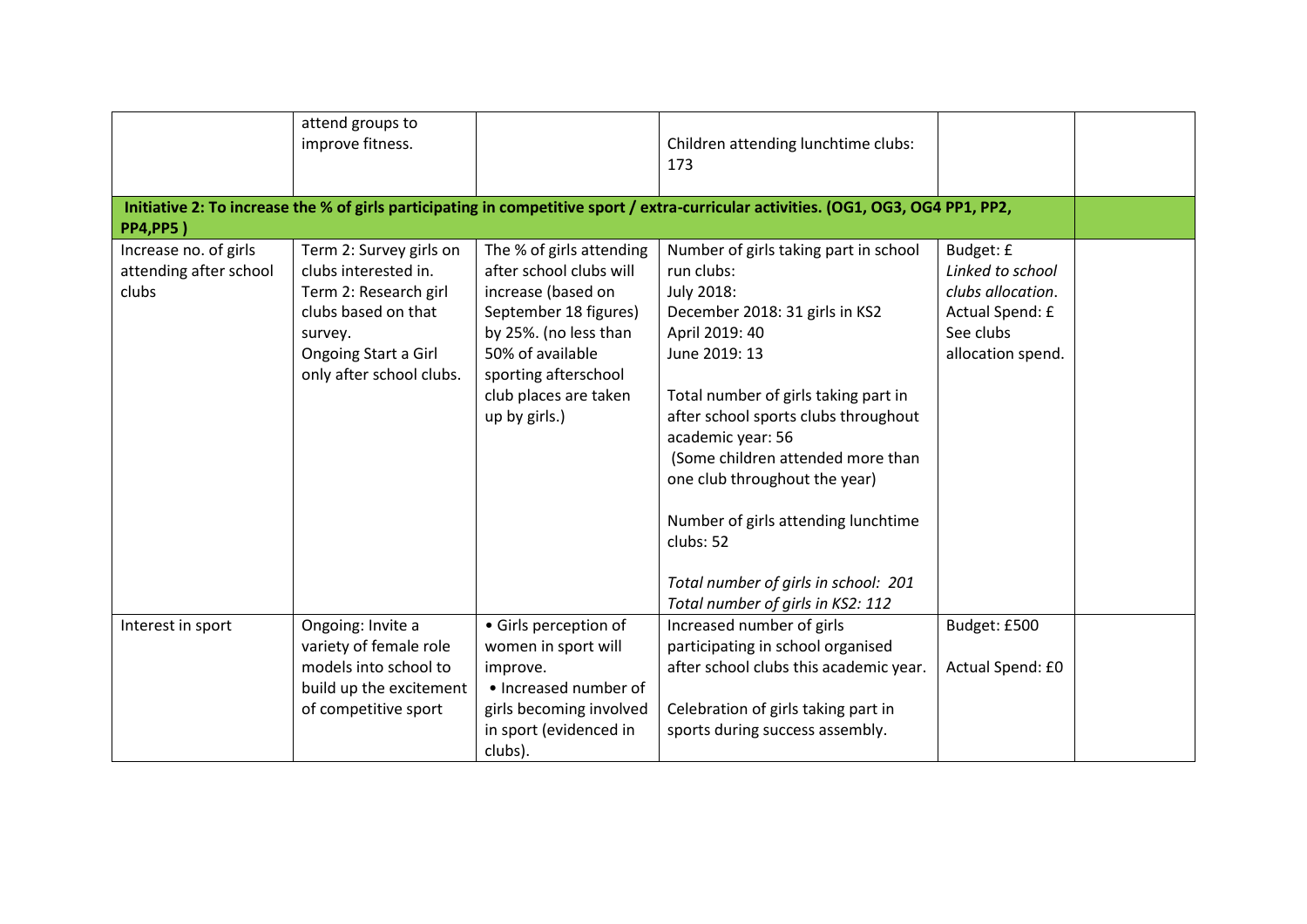| | | | | | |
|---|---|---|---|---|---|
| | attend groups to improve fitness. | | Children attending lunchtime clubs: 173 | | |
| **Initiative 2: To increase the % of girls participating in competitive sport / extra-curricular activities. (OG1, OG3, OG4 PP1, PP2, PP4,PP5 )** | | | | | |
| Increase no. of girls attending after school clubs | Term 2: Survey girls on clubs interested in.<br>Term 2: Research girl clubs based on that survey.<br>Ongoing Start a Girl only after school clubs. | The % of girls attending after school clubs will increase (based on September 18 figures) by 25%. (no less than 50% of available sporting afterschool club places are taken up by girls.) | Number of girls taking part in school run clubs:<br>July 2018:<br>December 2018: 31 girls in KS2<br>April 2019: 40<br>June 2019: 13<br><br>Total number of girls taking part in after school sports clubs throughout academic year: 56<br>(Some children attended more than one club throughout the year)<br><br>Number of girls attending lunchtime clubs: 52<br><br>*Total number of girls in school: 201*<br>*Total number of girls in KS2: 112* | Budget: £<br>*Linked to school clubs allocation.*<br>Actual Spend: £<br>See clubs allocation spend. | |
| Interest in sport | Ongoing: Invite a variety of female role models into school to build up the excitement of competitive sport | • Girls perception of women in sport will improve.<br>• Increased number of girls becoming involved in sport (evidenced in clubs). | Increased number of girls participating in school organised after school clubs this academic year.<br><br>Celebration of girls taking part in sports during success assembly. | Budget: £500<br><br>Actual Spend: £0 | |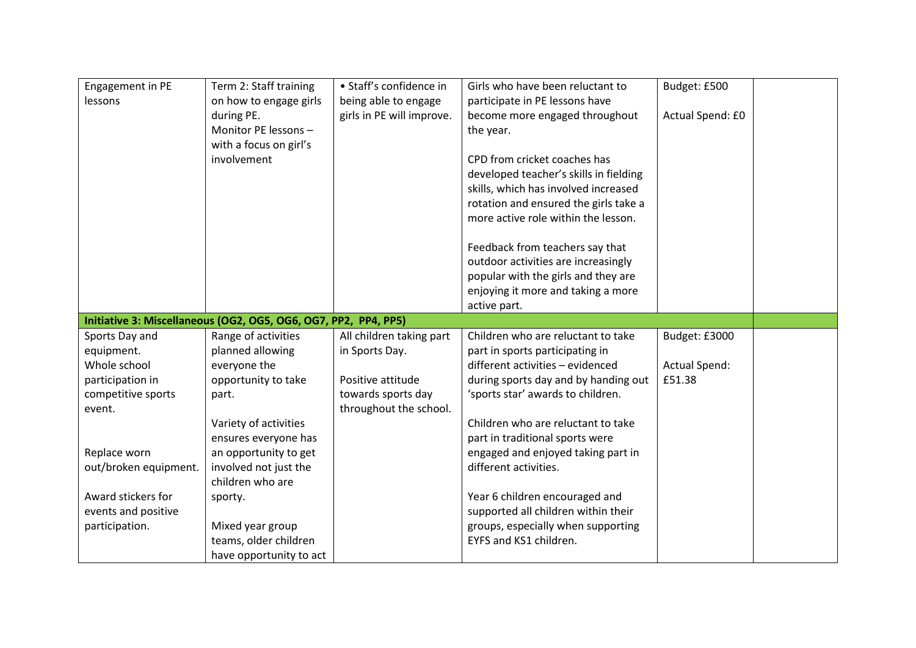| | | | | | |
|---|---|---|---|---|---|
| Engagement in PE lessons | Term 2: Staff training on how to engage girls during PE.<br>Monitor PE lessons – with a focus on girl's involvement | • Staff's confidence in being able to engage girls in PE will improve. | Girls who have been reluctant to participate in PE lessons have become more engaged throughout the year.<br><br>CPD from cricket coaches has developed teacher's skills in fielding skills, which has involved increased rotation and ensured the girls take a more active role within the lesson.<br><br>Feedback from teachers say that outdoor activities are increasingly popular with the girls and they are enjoying it more and taking a more active part. | Budget: £500<br><br>Actual Spend: £0 | |
| **Initiative 3: Miscellaneous (OG2, OG5, OG6, OG7, PP2, PP4, PP5)** | | | | | |
| Sports Day and equipment.<br>Whole school participation in competitive sports event.<br><br>Replace worn out/broken equipment.<br><br>Award stickers for events and positive participation. | Range of activities planned allowing everyone the opportunity to take part.<br><br>Variety of activities ensures everyone has an opportunity to get involved not just the children who are sporty.<br><br>Mixed year group teams, older children have opportunity to act | All children taking part in Sports Day.<br><br>Positive attitude towards sports day throughout the school. | Children who are reluctant to take part in sports participating in different activities – evidenced during sports day and by handing out 'sports star' awards to children.<br><br>Children who are reluctant to take part in traditional sports were engaged and enjoyed taking part in different activities.<br><br>Year 6 children encouraged and supported all children within their groups, especially when supporting EYFS and KS1 children. | Budget: £3000<br><br>Actual Spend: £51.38 | |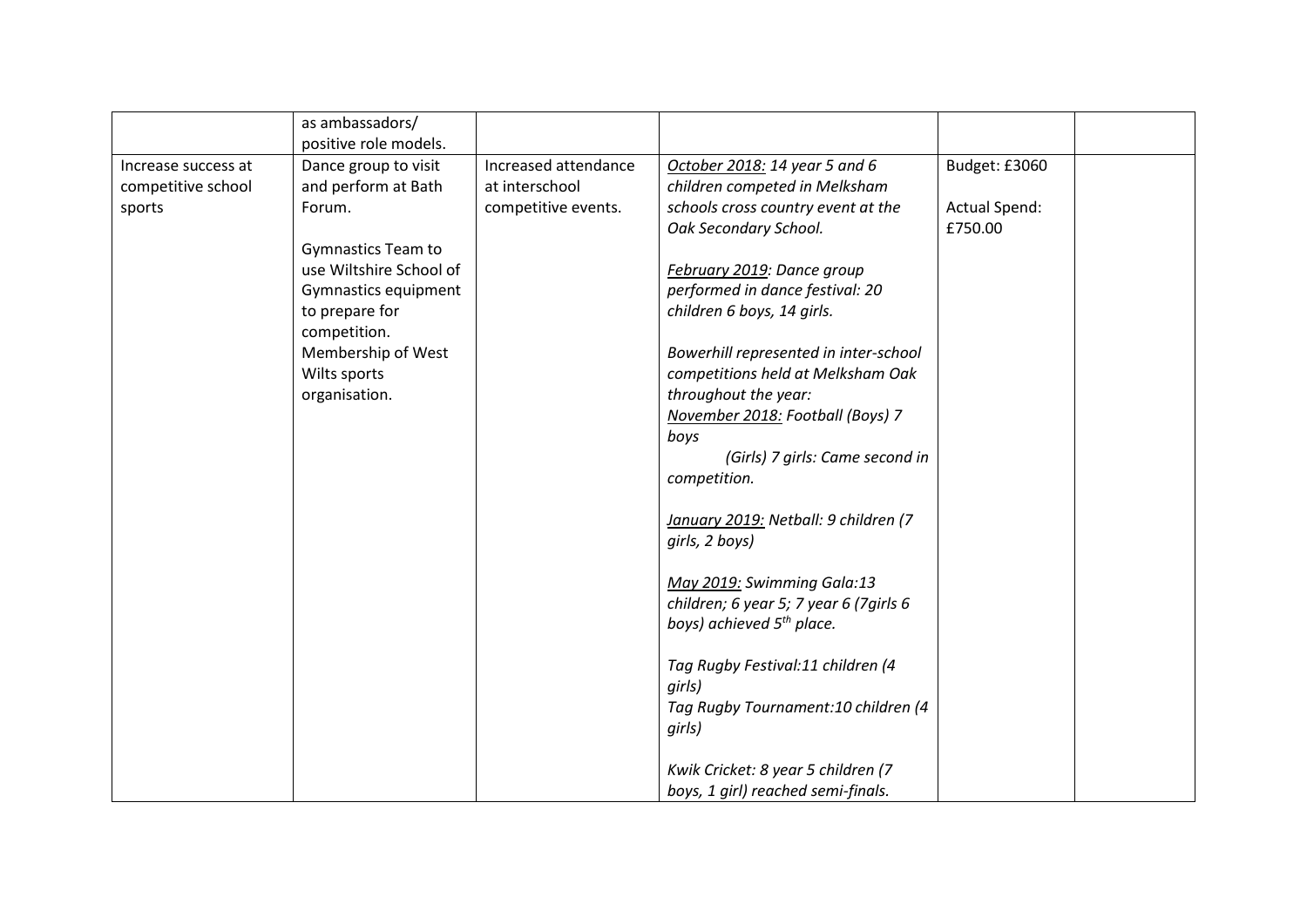| | | | | | |
|---|---|---|---|---|---|
| | as ambassadors/ positive role models. | | | | |
| Increase success at competitive school sports | Dance group to visit and perform at Bath Forum.<br><br>Gymnastics Team to use Wiltshire School of Gymnastics equipment to prepare for competition.<br>Membership of West Wilts sports organisation. | Increased attendance at interschool competitive events. | *October 2018: 14 year 5 and 6 children competed in Melksham schools cross country event at the Oak Secondary School.*<br><br>*February 2019: Dance group performed in dance festival: 20 children 6 boys, 14 girls.*<br><br>*Bowerhill represented in inter-school competitions held at Melksham Oak throughout the year:*<br>*November 2018: Football (Boys) 7 boys*<br>*(Girls) 7 girls: Came second in competition.*<br><br>*January 2019: Netball: 9 children (7 girls, 2 boys)*<br><br>*May 2019: Swimming Gala:13 children; 6 year 5; 7 year 6 (7girls 6 boys) achieved 5th place.*<br><br>*Tag Rugby Festival:11 children (4 girls)*<br>*Tag Rugby Tournament:10 children (4 girls)*<br><br>*Kwik Cricket: 8 year 5 children (7 boys, 1 girl) reached semi-finals.* | Budget: £3060<br><br>Actual Spend: £750.00 | |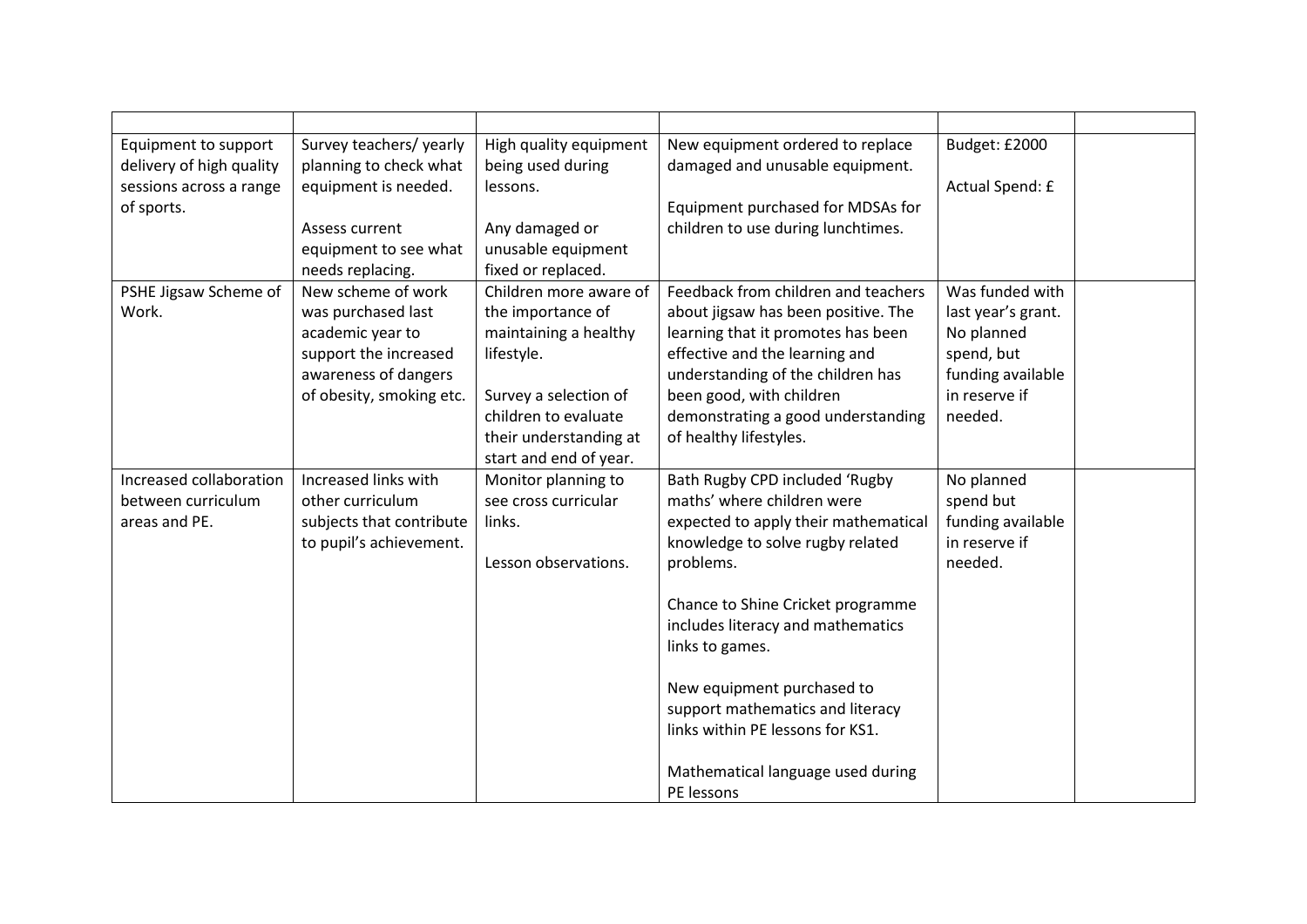| | | | | | |
|---|---|---|---|---|---|
| Equipment to support delivery of high quality sessions across a range of sports. | Survey teachers/ yearly planning to check what equipment is needed.<br><br>Assess current equipment to see what needs replacing. | High quality equipment being used during lessons.<br><br>Any damaged or unusable equipment fixed or replaced. | New equipment ordered to replace damaged and unusable equipment.<br><br>Equipment purchased for MDSAs for children to use during lunchtimes. | Budget: £2000<br><br>Actual Spend: £ | |
| PSHE Jigsaw Scheme of Work. | New scheme of work was purchased last academic year to support the increased awareness of dangers of obesity, smoking etc. | Children more aware of the importance of maintaining a healthy lifestyle.<br><br>Survey a selection of children to evaluate their understanding at start and end of year. | Feedback from children and teachers about jigsaw has been positive. The learning that it promotes has been effective and the learning and understanding of the children has been good, with children demonstrating a good understanding of healthy lifestyles. | Was funded with last year's grant. No planned spend, but funding available in reserve if needed. | |
| Increased collaboration between curriculum areas and PE. | Increased links with other curriculum subjects that contribute to pupil's achievement. | Monitor planning to see cross curricular links.<br><br>Lesson observations. | Bath Rugby CPD included 'Rugby maths' where children were expected to apply their mathematical knowledge to solve rugby related problems.<br><br>Chance to Shine Cricket programme includes literacy and mathematics links to games.<br><br>New equipment purchased to support mathematics and literacy links within PE lessons for KS1.<br><br>Mathematical language used during PE lessons | No planned spend but funding available in reserve if needed. | |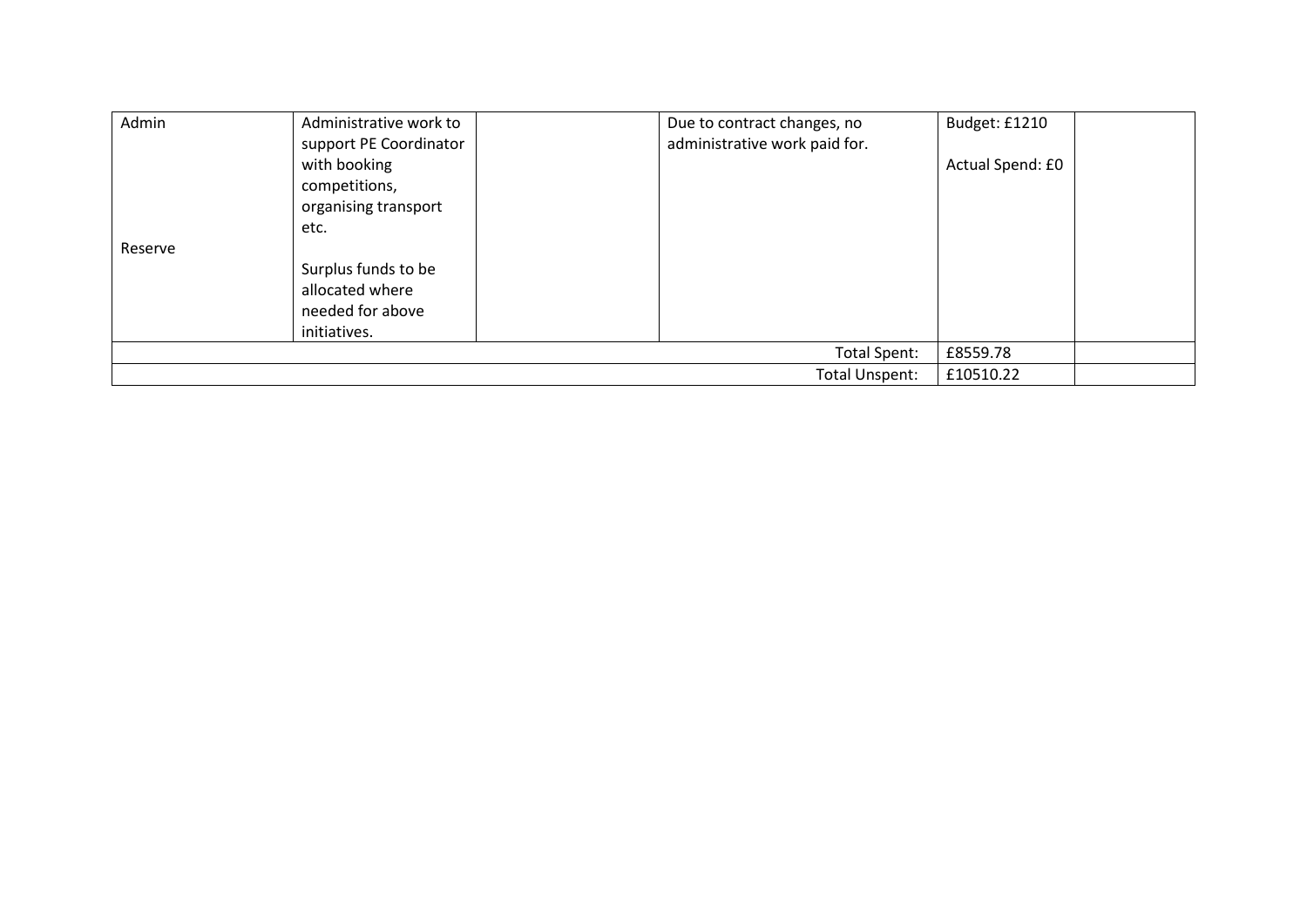| | | | | | |
|---|---|---|---|---|---|
| Admin<br><br><br><br><br><br>Reserve | Administrative work to support PE Coordinator with booking competitions, organising transport etc.<br><br>Surplus funds to be allocated where needed for above initiatives. | | Due to contract changes, no administrative work paid for. | Budget: £1210<br><br>Actual Spend: £0 | |
| | | | Total Spent: | £8559.78 | |
| | | | Total Unspent: | £10510.22 | |